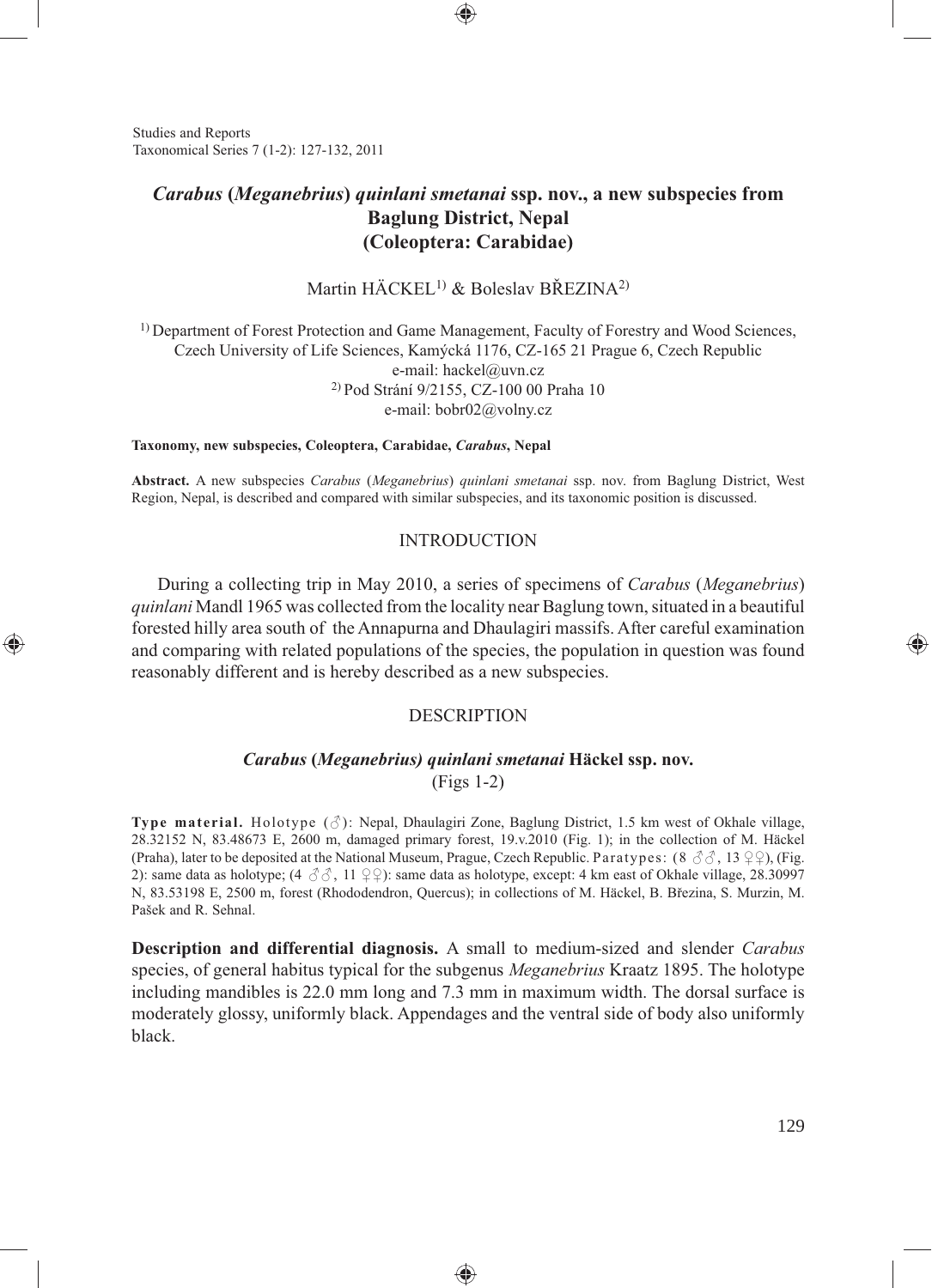# *Carabus* (*Meganebrius*) *quinlani smetanai* ssp. nov., a new subspecies from Baglung District, Nepal (Coleoptera: Carabidae)

Martin HÄCKEL[1] & Boleslav BŘEZINA[2]

[1] Department of Forest Protection and Game Management, Faculty of Forestry and Wood Sciences, Czech University of Life Sciences, Kamýcká 1176, CZ-165 21 Prague 6, Czech Republic
e-mail: hackel@uvn.cz
[2] Pod Strání 9/2155, CZ-100 00 Praha 10
e-mail: bobr02@volny.cz

**Taxonomy, new subspecies, Coleoptera, Carabidae, *Carabus*, Nepal**

**Abstract.** A new subspecies *Carabus* (*Meganebrius*) *quinlani smetanai* ssp. nov. from Baglung District, West Region, Nepal, is described and compared with similar subspecies, and its taxonomic position is discussed.

## INTRODUCTION

During a collecting trip in May 2010, a series of specimens of *Carabus* (*Meganebrius*) *quinlani* Mandl 1965 was collected from the locality near Baglung town, situated in a beautiful forested hilly area south of the Annapurna and Dhaulagiri massifs. After careful examination and comparing with related populations of the species, the population in question was found reasonably different and is hereby described as a new subspecies.

## DESCRIPTION

### *Carabus* (*Meganebrius*) *quinlani smetanai* Häckel ssp. nov.

(Figs 1-2)

**Type material.** Holotype (♂): Nepal, Dhaulagiri Zone, Baglung District, 1.5 km west of Okhale village, 28.32152 N, 83.48673 E, 2600 m, damaged primary forest, 19.v.2010 (Fig. 1); in the collection of M. Häckel (Praha), later to be deposited at the National Museum, Prague, Czech Republic. Paratypes: (8 ♂♂, 13 ♀♀), (Fig. 2): same data as holotype; (4 ♂♂, 11 ♀♀): same data as holotype, except: 4 km east of Okhale village, 28.30997 N, 83.53198 E, 2500 m, forest (Rhododendron, Quercus); in collections of M. Häckel, B. Březina, S. Murzin, M. Pašek and R. Sehnal.

**Description and differential diagnosis.** A small to medium-sized and slender *Carabus* species, of general habitus typical for the subgenus *Meganebrius* Kraatz 1895. The holotype including mandibles is 22.0 mm long and 7.3 mm in maximum width. The dorsal surface is moderately glossy, uniformly black. Appendages and the ventral side of body also uniformly black.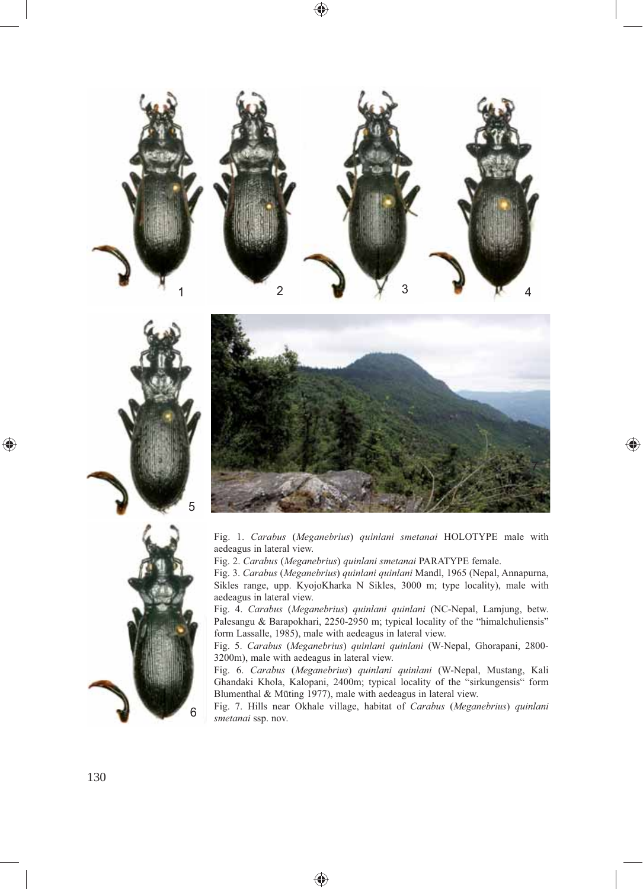Fig. 1. *Carabus* (*Meganebrius*) *quinlani smetanai* HOLOTYPE male with aedeagus in lateral view.

Fig. 2. *Carabus* (*Meganebrius*) *quinlani smetanai* PARATYPE female.

Fig. 3. *Carabus* (*Meganebrius*) *quinlani quinlani* Mandl, 1965 (Nepal, Annapurna, Sikles range, upp. KyojoKharka N Sikles, 3000 m; type locality), male with aedeagus in lateral view.

Fig. 4. *Carabus* (*Meganebrius*) *quinlani quinlani* (NC-Nepal, Lamjung, betw. Palesangu & Barapokhari, 2250-2950 m; typical locality of the "himalchuliensis" form Lassalle, 1985), male with aedeagus in lateral view.

Fig. 5. *Carabus* (*Meganebrius*) *quinlani quinlani* (W-Nepal, Ghorapani, 2800-3200m), male with aedeagus in lateral view.

Fig. 6. *Carabus* (*Meganebrius*) *quinlani quinlani* (W-Nepal, Mustang, Kali Ghandaki Khola, Kalopani, 2400m; typical locality of the "sirkungensis" form Blumenthal & Müting 1977), male with aedeagus in lateral view.

Fig. 7. Hills near Okhale village, habitat of *Carabus* (*Meganebrius*) *quinlani smetanai* ssp. nov.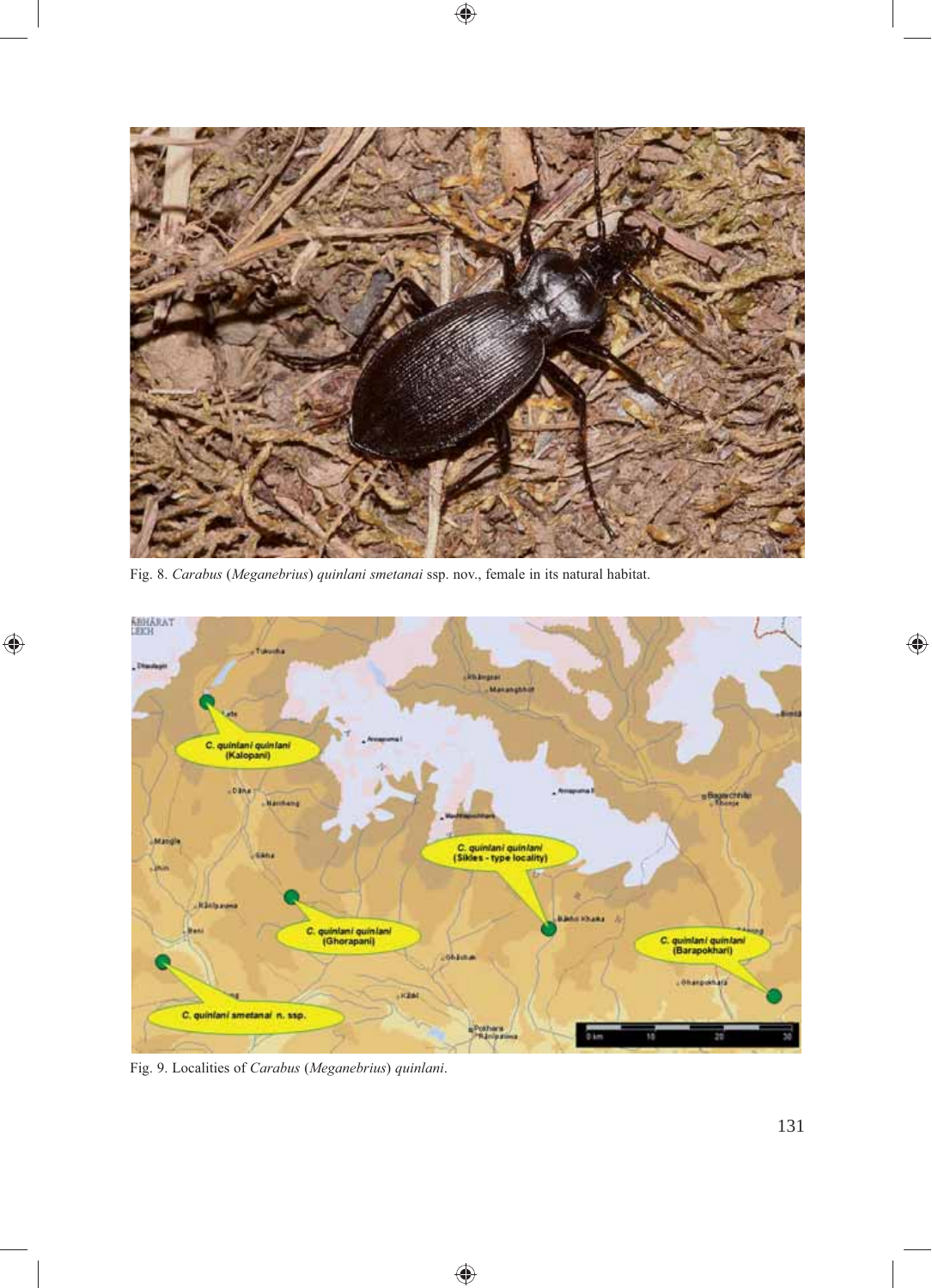Fig. 8. *Carabus* (*Meganebrius*) *quinlani smetanai* ssp. nov., female in its natural habitat.

Fig. 9. Localities of *Carabus* (*Meganebrius*) *quinlani*.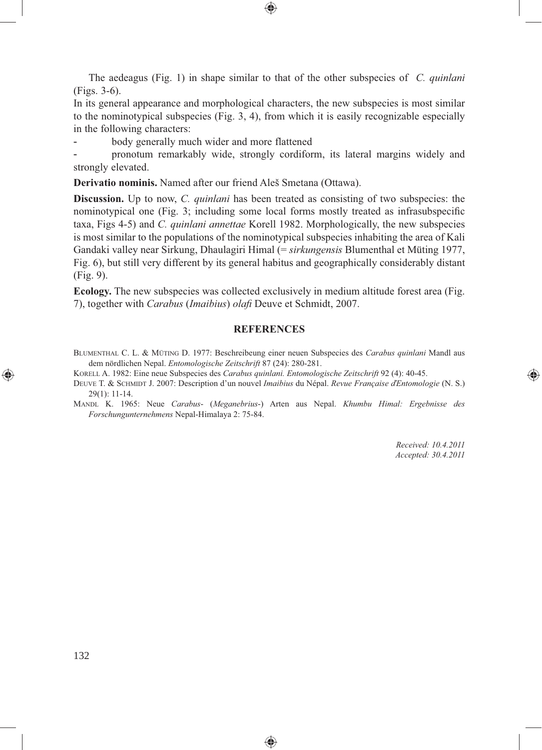The aedeagus (Fig. 1) in shape similar to that of the other subspecies of *C. quinlani* (Figs. 3-6).

In its general appearance and morphological characters, the new subspecies is most similar to the nominotypical subspecies (Fig. 3, 4), from which it is easily recognizable especially in the following characters:

- body generally much wider and more flattened
- pronotum remarkably wide, strongly cordiform, its lateral margins widely and strongly elevated.

**Derivatio nominis.** Named after our friend Aleš Smetana (Ottawa).

**Discussion.** Up to now, *C. quinlani* has been treated as consisting of two subspecies: the nominotypical one (Fig. 3; including some local forms mostly treated as infrasubspecific taxa, Figs 4-5) and *C. quinlani annettae* Korell 1982. Morphologically, the new subspecies is most similar to the populations of the nominotypical subspecies inhabiting the area of Kali Gandaki valley near Sirkung, Dhaulagiri Himal (= *sirkungensis* Blumenthal et Müting 1977, Fig. 6), but still very different by its general habitus and geographically considerably distant (Fig. 9).

**Ecology.** The new subspecies was collected exclusively in medium altitude forest area (Fig. 7), together with *Carabus* (*Imaibius*) *olafi* Deuve et Schmidt, 2007.

## REFERENCES

Blumenthal C. L. & Müting D. 1977: Beschreibeung einer neuen Subspecies des *Carabus quinlani* Mandl aus dem nördlichen Nepal. *Entomologische Zeitschrift* 87 (24): 280-281.

Korell A. 1982: Eine neue Subspecies des *Carabus quinlani. Entomologische Zeitschrift* 92 (4): 40-45.

Deuve T. & Schmidt J. 2007: Description d'un nouvel *Imaibius* du Népal. *Revue Française d'Entomologie* (N. S.) 29(1): 11-14.

Mandl K. 1965: Neue *Carabus*- (*Meganebrius*-) Arten aus Nepal. *Khumbu Himal: Ergebnisse des Forschungunternehmens* Nepal-Himalaya 2: 75-84.

*Received: 10.4.2011*
*Accepted: 30.4.2011*